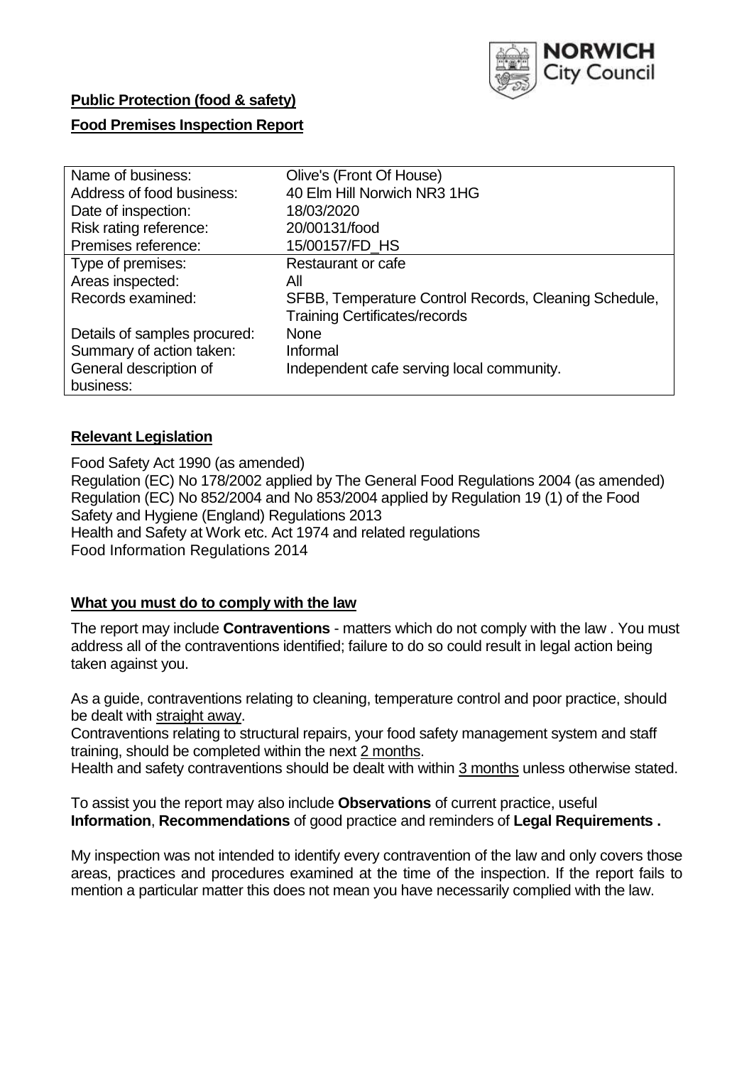**Public Protection (food & safety)**

**Food Premises Inspection Report**

| | |
|---|---|
| Name of business: | Olive's (Front Of House) |
| Address of food business: | 40 Elm Hill Norwich NR3 1HG |
| Date of inspection: | 18/03/2020 |
| Risk rating reference: | 20/00131/food |
| Premises reference: | 15/00157/FD_HS |
| Type of premises: | Restaurant or cafe |
| Areas inspected: | All |
| Records examined: | SFBB, Temperature Control Records, Cleaning Schedule, Training Certificates/records |
| Details of samples procured: | None |
| Summary of action taken: | Informal |
| General description of business: | Independent cafe serving local community. |

## Relevant Legislation

Food Safety Act 1990 (as amended)
Regulation (EC) No 178/2002 applied by The General Food Regulations 2004 (as amended)
Regulation (EC) No 852/2004 and No 853/2004 applied by Regulation 19 (1) of the Food Safety and Hygiene (England) Regulations 2013
Health and Safety at Work etc. Act 1974 and related regulations
Food Information Regulations 2014

## What you must do to comply with the law

The report may include **Contraventions** - matters which do not comply with the law . You must address all of the contraventions identified; failure to do so could result in legal action being taken against you.

As a guide, contraventions relating to cleaning, temperature control and poor practice, should be dealt with straight away.
Contraventions relating to structural repairs, your food safety management system and staff training, should be completed within the next 2 months.
Health and safety contraventions should be dealt with within 3 months unless otherwise stated.

To assist you the report may also include **Observations** of current practice, useful **Information**, **Recommendations** of good practice and reminders of **Legal Requirements .**

My inspection was not intended to identify every contravention of the law and only covers those areas, practices and procedures examined at the time of the inspection. If the report fails to mention a particular matter this does not mean you have necessarily complied with the law.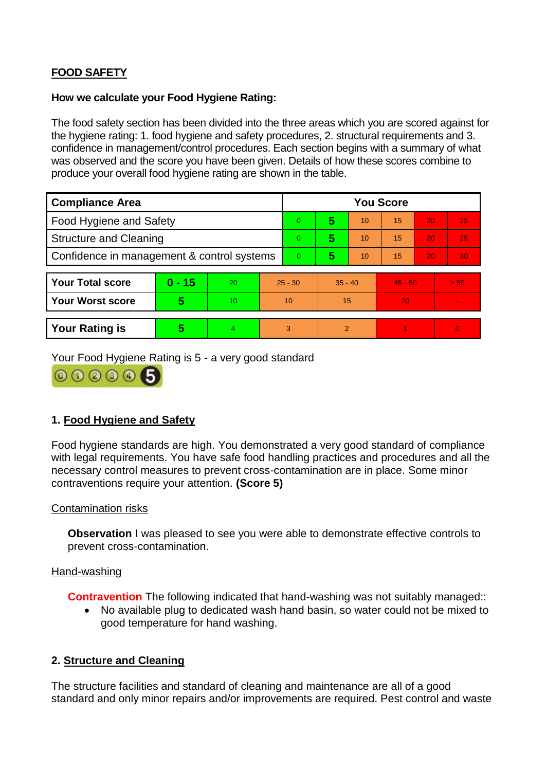**FOOD SAFETY**

**How we calculate your Food Hygiene Rating:**

The food safety section has been divided into the three areas which you are scored against for the hygiene rating: 1. food hygiene and safety procedures, 2. structural requirements and 3. confidence in management/control procedures. Each section begins with a summary of what was observed and the score you have been given. Details of how these scores combine to produce your overall food hygiene rating are shown in the table.

| Compliance Area | You Score | | | | | |
|---|---|---|---|---|---|---|
| Food Hygiene and Safety | 0 | **5** | 10 | 15 | 20 | 25 |
| Structure and Cleaning | 0 | **5** | 10 | 15 | 20 | 25 |
| Confidence in management & control systems | 0 | **5** | 10 | 15 | 20 | 30 |

| | | | | | | |
|---|---|---|---|---|---|---|
| **Your Total score** | **0 - 15** | 20 | 25 - 30 | 35 - 40 | 45 - 50 | > 50 |
| **Your Worst score** | **5** | 10 | 10 | 15 | 20 | - |

| | | | | | | |
|---|---|---|---|---|---|---|
| **Your Rating is** | **5** | 4 | 3 | 2 | 1 | 0 |

Your Food Hygiene Rating is 5 - a very good standard

## 1. Food Hygiene and Safety

Food hygiene standards are high. You demonstrated a very good standard of compliance with legal requirements. You have safe food handling practices and procedures and all the necessary control measures to prevent cross-contamination are in place. Some minor contraventions require your attention. **(Score 5)**

### Contamination risks

**Observation** I was pleased to see you were able to demonstrate effective controls to prevent cross-contamination.

### Hand-washing

**Contravention** The following indicated that hand-washing was not suitably managed::

- No available plug to dedicated wash hand basin, so water could not be mixed to good temperature for hand washing.

## 2. Structure and Cleaning

The structure facilities and standard of cleaning and maintenance are all of a good standard and only minor repairs and/or improvements are required. Pest control and waste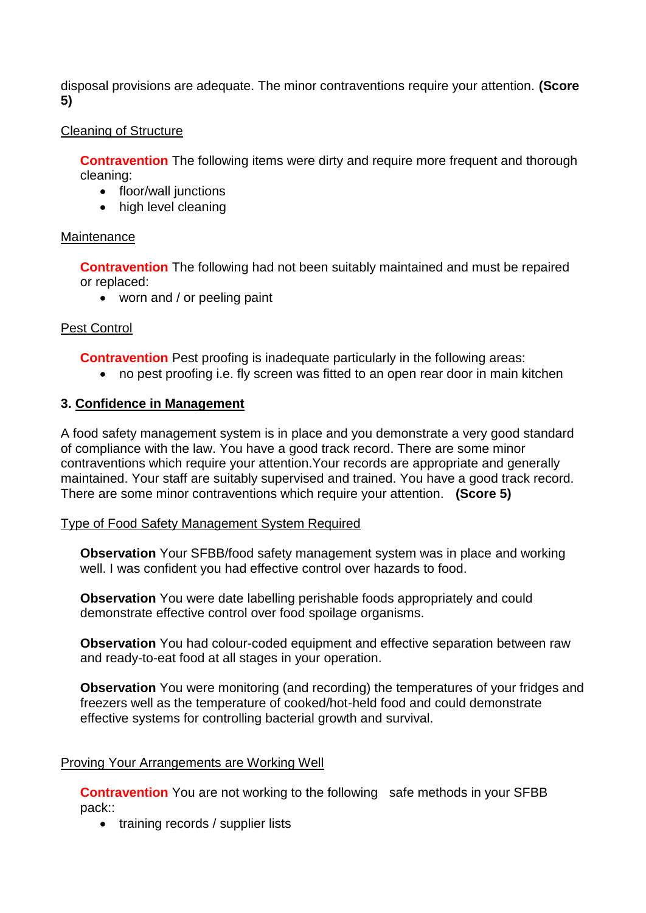disposal provisions are adequate. The minor contraventions require your attention. **(Score 5)**

Cleaning of Structure

**Contravention** The following items were dirty and require more frequent and thorough cleaning:

- floor/wall junctions
- high level cleaning

Maintenance

**Contravention** The following had not been suitably maintained and must be repaired or replaced:

- worn and / or peeling paint

Pest Control

**Contravention** Pest proofing is inadequate particularly in the following areas:

- no pest proofing i.e. fly screen was fitted to an open rear door in main kitchen

### 3. Confidence in Management

A food safety management system is in place and you demonstrate a very good standard of compliance with the law. You have a good track record. There are some minor contraventions which require your attention.Your records are appropriate and generally maintained. Your staff are suitably supervised and trained. You have a good track record. There are some minor contraventions which require your attention. **(Score 5)**

Type of Food Safety Management System Required

**Observation** Your SFBB/food safety management system was in place and working well. I was confident you had effective control over hazards to food.

**Observation** You were date labelling perishable foods appropriately and could demonstrate effective control over food spoilage organisms.

**Observation** You had colour-coded equipment and effective separation between raw and ready-to-eat food at all stages in your operation.

**Observation** You were monitoring (and recording) the temperatures of your fridges and freezers well as the temperature of cooked/hot-held food and could demonstrate effective systems for controlling bacterial growth and survival.

Proving Your Arrangements are Working Well

**Contravention** You are not working to the following safe methods in your SFBB pack::

- training records / supplier lists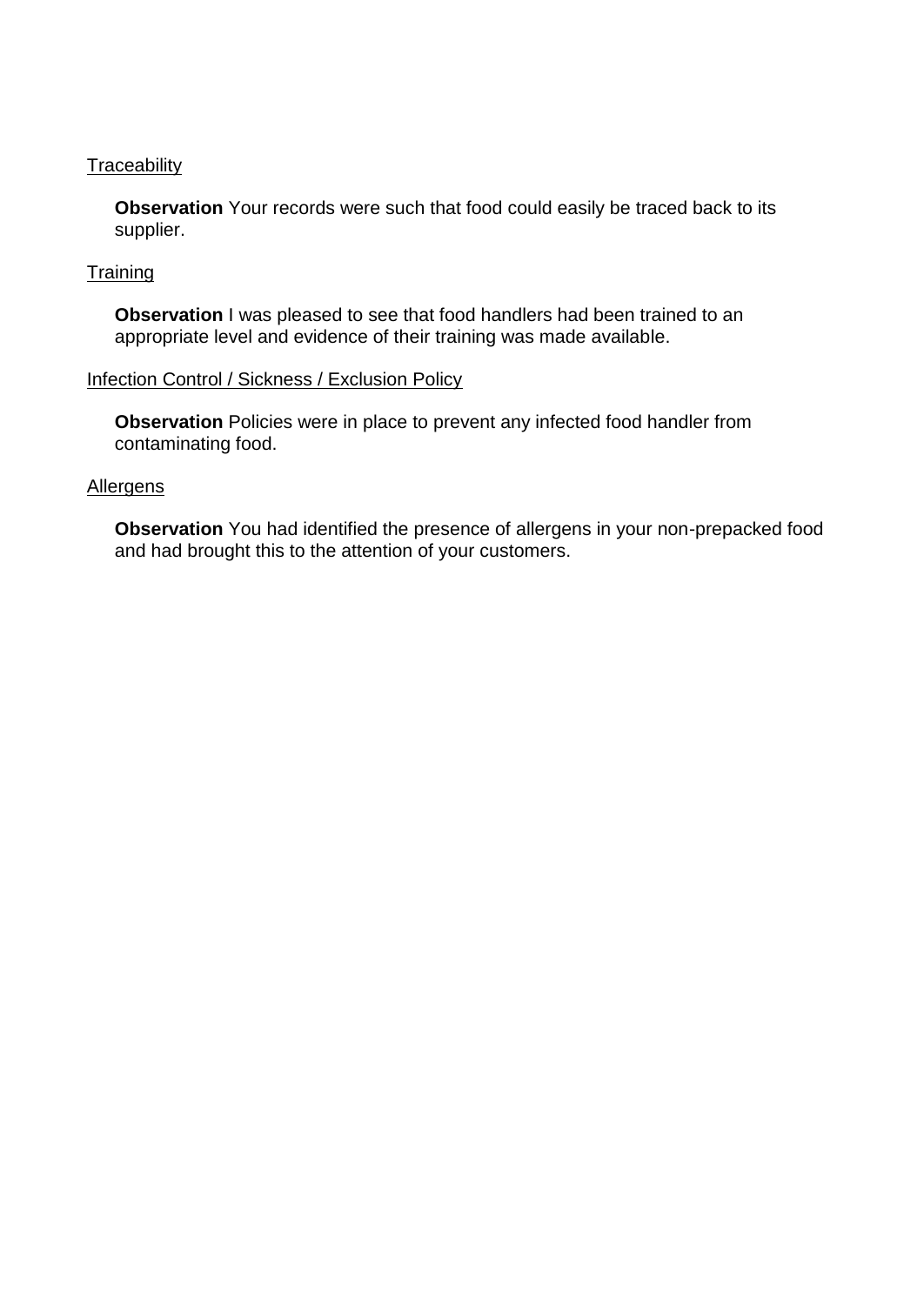Traceability

**Observation** Your records were such that food could easily be traced back to its supplier.

Training

**Observation** I was pleased to see that food handlers had been trained to an appropriate level and evidence of their training was made available.

Infection Control / Sickness / Exclusion Policy

**Observation** Policies were in place to prevent any infected food handler from contaminating food.

Allergens

**Observation** You had identified the presence of allergens in your non-prepacked food and had brought this to the attention of your customers.